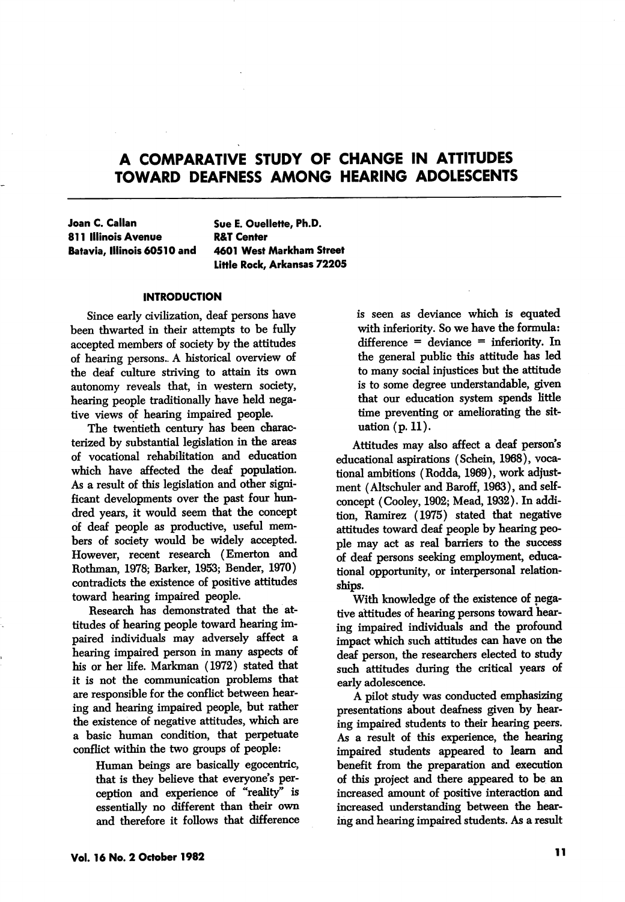# A COMPARATIVE STUDY OF CHANGE IN ATTITUDES TOWARD DEAFNESS AMONG HEARING ADOLESCENTS

**Joan C. Callan**
**811 Illinois Avenue**
**Batavia, Illinois 60510 and**

**Sue E. Ouellette, Ph.D.**
**R&T Center**
**4601 West Markham Street**
**Little Rock, Arkansas 72205**

## INTRODUCTION

Since early civilization, deaf persons have been thwarted in their attempts to be fully accepted members of society by the attitudes of hearing persons. A historical overview of the deaf culture striving to attain its own autonomy reveals that, in western society, hearing people traditionally have held negative views of hearing impaired people.

The twentieth century has been characterized by substantial legislation in the areas of vocational rehabilitation and education which have affected the deaf population. As a result of this legislation and other significant developments over the past four hundred years, it would seem that the concept of deaf people as productive, useful members of society would be widely accepted. However, recent research (Emerton and Rothman, 1978; Barker, 1953; Bender, 1970) contradicts the existence of positive attitudes toward hearing impaired people.

Research has demonstrated that the attitudes of hearing people toward hearing impaired individuals may adversely affect a hearing impaired person in many aspects of his or her life. Markman (1972) stated that it is not the communication problems that are responsible for the conflict between hearing and hearing impaired people, but rather the existence of negative attitudes, which are a basic human condition, that perpetuate conflict within the two groups of people:

> Human beings are basically egocentric, that is they believe that everyone's perception and experience of "reality" is essentially no different than their own and therefore it follows that difference is seen as deviance which is equated with inferiority. So we have the formula: difference = deviance = inferiority. In the general public this attitude has led to many social injustices but the attitude is to some degree understandable, given that our education system spends little time preventing or ameliorating the situation (p. 11).

Attitudes may also affect a deaf person's educational aspirations (Schein, 1968), vocational ambitions (Rodda, 1969), work adjustment (Altschuler and Baroff, 1963), and self-concept (Cooley, 1902; Mead, 1932). In addition, Ramirez (1975) stated that negative attitudes toward deaf people by hearing people may act as real barriers to the success of deaf persons seeking employment, educational opportunity, or interpersonal relationships.

With knowledge of the existence of negative attitudes of hearing persons toward hearing impaired individuals and the profound impact which such attitudes can have on the deaf person, the researchers elected to study such attitudes during the critical years of early adolescence.

A pilot study was conducted emphasizing presentations about deafness given by hearing impaired students to their hearing peers. As a result of this experience, the hearing impaired students appeared to learn and benefit from the preparation and execution of this project and there appeared to be an increased amount of positive interaction and increased understanding between the hearing and hearing impaired students. As a result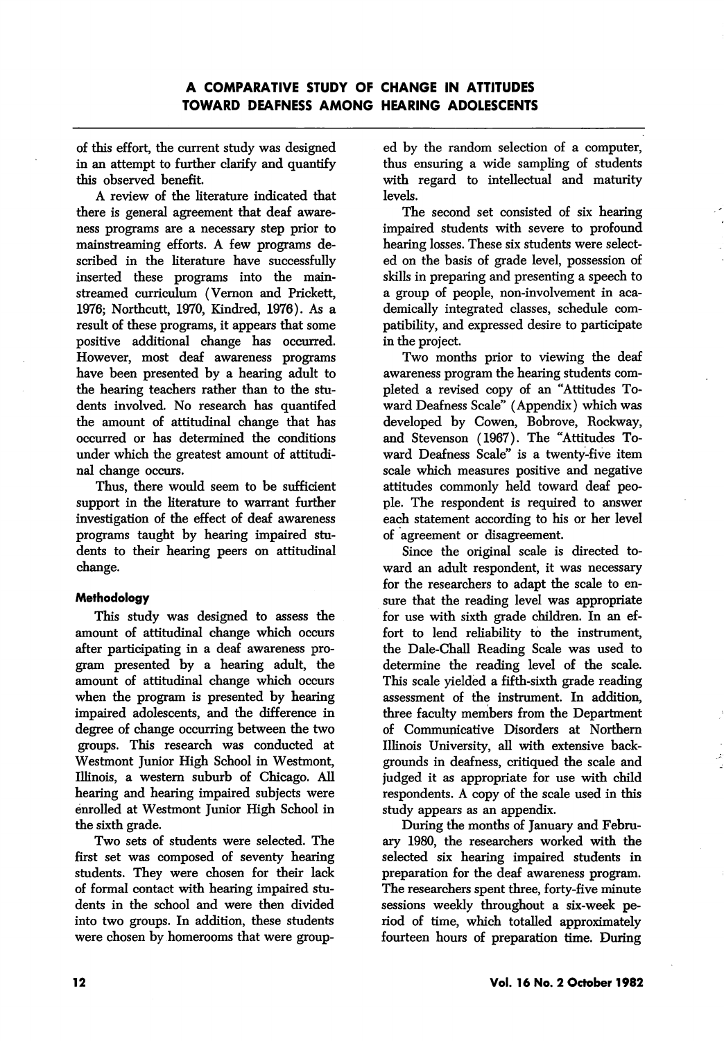of this effort, the current study was designed in an attempt to further clarify and quantify this observed benefit.

A review of the literature indicated that there is general agreement that deaf awareness programs are a necessary step prior to mainstreaming efforts. A few programs described in the literature have successfully inserted these programs into the mainstreamed curriculum (Vernon and Prickett, 1976; Northcutt, 1970, Kindred, 1976). As a result of these programs, it appears that some positive additional change has occurred. However, most deaf awareness programs have been presented by a hearing adult to the hearing teachers rather than to the students involved. No research has quantifed the amount of attitudinal change that has occurred or has determined the conditions under which the greatest amount of attitudinal change occurs.

Thus, there would seem to be sufficient support in the literature to warrant further investigation of the effect of deaf awareness programs taught by hearing impaired students to their hearing peers on attitudinal change.

### Methodology

This study was designed to assess the amount of attitudinal change which occurs after participating in a deaf awareness program presented by a hearing adult, the amount of attitudinal change which occurs when the program is presented by hearing impaired adolescents, and the difference in degree of change occurring between the two groups. This research was conducted at Westmont Junior High School in Westmont, Illinois, a western suburb of Chicago. All hearing and hearing impaired subjects were enrolled at Westmont Junior High School in the sixth grade.

Two sets of students were selected. The first set was composed of seventy hearing students. They were chosen for their lack of formal contact with hearing impaired students in the school and were then divided into two groups. In addition, these students were chosen by homerooms that were grouped by the random selection of a computer, thus ensuring a wide sampling of students with regard to intellectual and maturity levels.

The second set consisted of six hearing impaired students with severe to profound hearing losses. These six students were selected on the basis of grade level, possession of skills in preparing and presenting a speech to a group of people, non-involvement in academically integrated classes, schedule compatibility, and expressed desire to participate in the project.

Two months prior to viewing the deaf awareness program the hearing students completed a revised copy of an "Attitudes Toward Deafness Scale" (Appendix) which was developed by Cowen, Bobrove, Rockway, and Stevenson (1967). The "Attitudes Toward Deafness Scale" is a twenty-five item scale which measures positive and negative attitudes commonly held toward deaf people. The respondent is required to answer each statement according to his or her level of agreement or disagreement.

Since the original scale is directed toward an adult respondent, it was necessary for the researchers to adapt the scale to ensure that the reading level was appropriate for use with sixth grade children. In an effort to lend reliability to the instrument, the Dale-Chall Reading Scale was used to determine the reading level of the scale. This scale yielded a fifth-sixth grade reading assessment of the instrument. In addition, three faculty members from the Department of Communicative Disorders at Northern Illinois University, all with extensive backgrounds in deafness, critiqued the scale and judged it as appropriate for use with child respondents. A copy of the scale used in this study appears as an appendix.

During the months of January and February 1980, the researchers worked with the selected six hearing impaired students in preparation for the deaf awareness program. The researchers spent three, forty-five minute sessions weekly throughout a six-week period of time, which totalled approximately fourteen hours of preparation time. During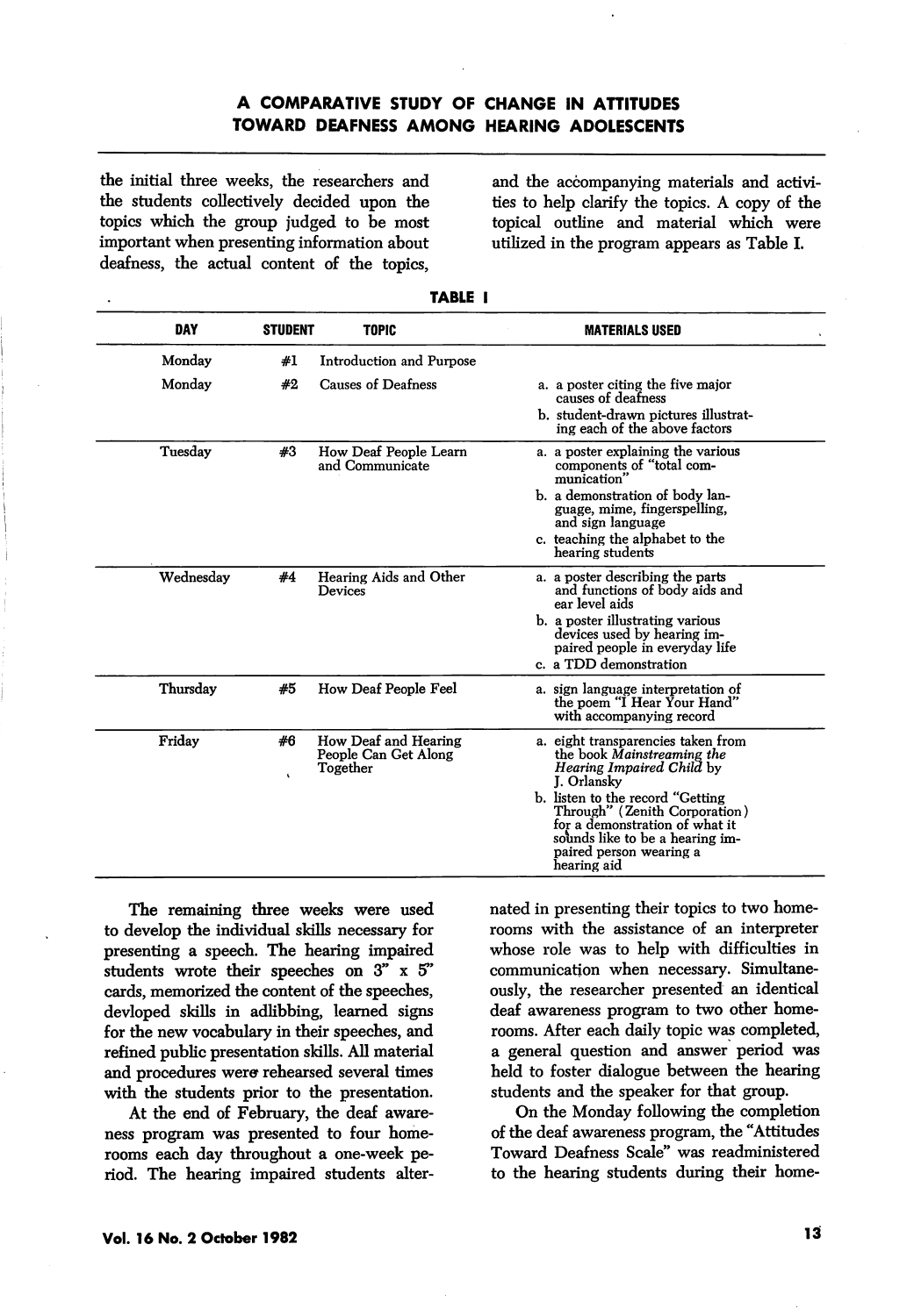the initial three weeks, the researchers and the students collectively decided upon the topics which the group judged to be most important when presenting information about deafness, the actual content of the topics, and the accompanying materials and activities to help clarify the topics. A copy of the topical outline and material which were utilized in the program appears as Table I.

**TABLE I**

| DAY | STUDENT | TOPIC | MATERIALS USED |
|---|---|---|---|
| Monday | #1 | Introduction and Purpose | |
| Monday | #2 | Causes of Deafness | a. a poster citing the five major causes of deafness<br>b. student-drawn pictures illustrating each of the above factors |
| Tuesday | #3 | How Deaf People Learn and Communicate | a. a poster explaining the various components of "total communication"<br>b. a demonstration of body language, mime, fingerspelling, and sign language<br>c. teaching the alphabet to the hearing students |
| Wednesday | #4 | Hearing Aids and Other Devices | a. a poster describing the parts and functions of body aids and ear level aids<br>b. a poster illustrating various devices used by hearing impaired people in everyday life<br>c. a TDD demonstration |
| Thursday | #5 | How Deaf People Feel | a. sign language interpretation of the poem "I Hear Your Hand" with accompanying record |
| Friday | #6 | How Deaf and Hearing People Can Get Along Together | a. eight transparencies taken from the book *Mainstreaming the Hearing Impaired Child* by J. Orlansky<br>b. listen to the record "Getting Through" (Zenith Corporation) for a demonstration of what it sounds like to be a hearing impaired person wearing a hearing aid |

The remaining three weeks were used to develop the individual skills necessary for presenting a speech. The hearing impaired students wrote their speeches on 3" x 5" cards, memorized the content of the speeches, devloped skills in adlibbing, learned signs for the new vocabulary in their speeches, and refined public presentation skills. All material and procedures were rehearsed several times with the students prior to the presentation.

At the end of February, the deaf awareness program was presented to four homerooms each day throughout a one-week period. The hearing impaired students alternated in presenting their topics to two homerooms with the assistance of an interpreter whose role was to help with difficulties in communication when necessary. Simultaneously, the researcher presented an identical deaf awareness program to two other homerooms. After each daily topic was completed, a general question and answer period was held to foster dialogue between the hearing students and the speaker for that group.

On the Monday following the completion of the deaf awareness program, the "Attitudes Toward Deafness Scale" was readministered to the hearing students during their home-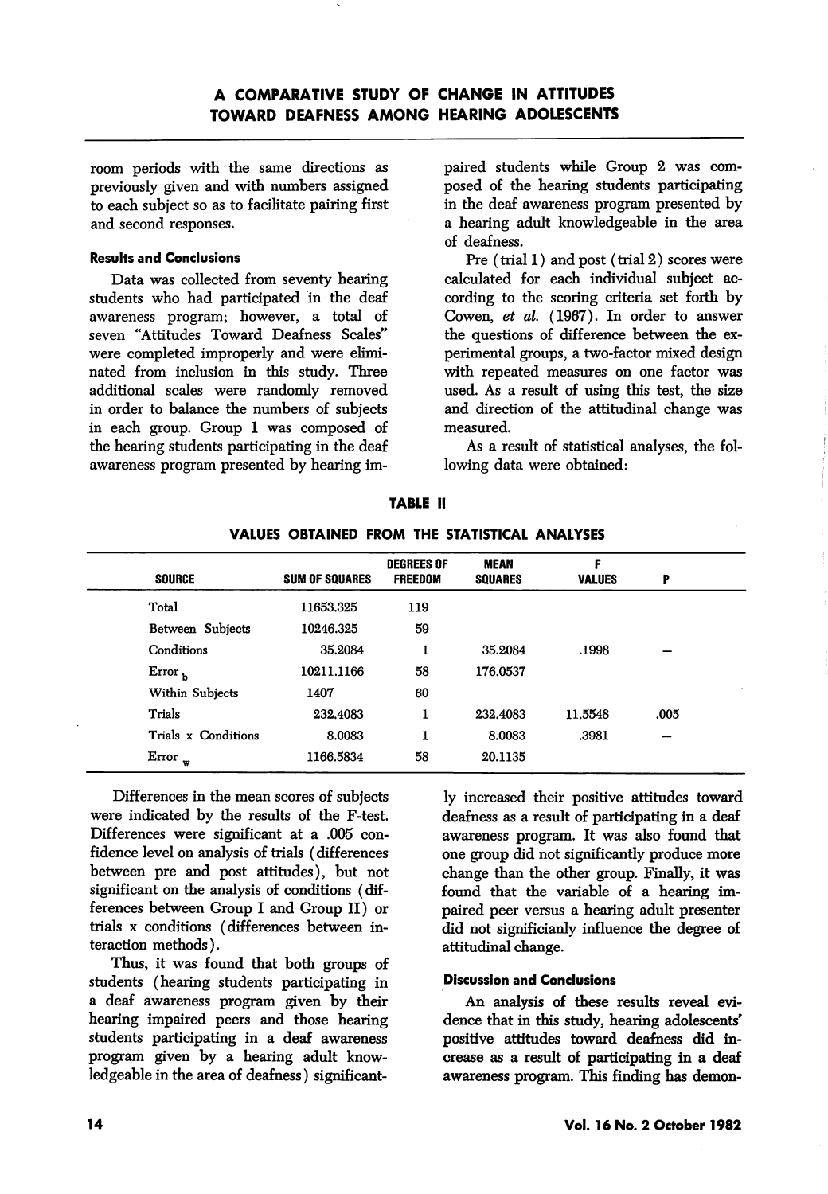room periods with the same directions as previously given and with numbers assigned to each subject so as to facilitate pairing first and second responses.

### Results and Conclusions

Data was collected from seventy hearing students who had participated in the deaf awareness program; however, a total of seven "Attitudes Toward Deafness Scales" were completed improperly and were eliminated from inclusion in this study. Three additional scales were randomly removed in order to balance the numbers of subjects in each group. Group 1 was composed of the hearing students participating in the deaf awareness program presented by hearing impaired students while Group 2 was composed of the hearing students participating in the deaf awareness program presented by a hearing adult knowledgeable in the area of deafness.

Pre (trial 1) and post (trial 2) scores were calculated for each individual subject according to the scoring criteria set forth by Cowen, *et al.* (1967). In order to answer the questions of difference between the experimental groups, a two-factor mixed design with repeated measures on one factor was used. As a result of using this test, the size and direction of the attitudinal change was measured.

As a result of statistical analyses, the following data were obtained:

**TABLE II**

**VALUES OBTAINED FROM THE STATISTICAL ANALYSES**

| SOURCE | SUM OF SQUARES | DEGREES OF FREEDOM | MEAN SQUARES | F VALUES | P |
|---|---|---|---|---|---|
| Total | 11653.325 | 119 | | | |
| Between Subjects | 10246.325 | 59 | | | |
| Conditions | 35.2084 | 1 | 35.2084 | .1998 | — |
| Error $_b$ | 10211.1166 | 58 | 176.0537 | | |
| Within Subjects | 1407 | 60 | | | |
| Trials | 232.4083 | 1 | 232.4083 | 11.5548 | .005 |
| Trials x Conditions | 8.0083 | 1 | 8.0083 | .3981 | — |
| Error $_w$ | 1166.5834 | 58 | 20.1135 | | |

Differences in the mean scores of subjects were indicated by the results of the F-test. Differences were significant at a .005 confidence level on analysis of trials (differences between pre and post attitudes), but not significant on the analysis of conditions (differences between Group I and Group II) or trials x conditions (differences between interaction methods).

Thus, it was found that both groups of students (hearing students participating in a deaf awareness program given by their hearing impaired peers and those hearing students participating in a deaf awareness program given by a hearing adult knowledgeable in the area of deafness) significantly increased their positive attitudes toward deafness as a result of participating in a deaf awareness program. It was also found that one group did not significantly produce more change than the other group. Finally, it was found that the variable of a hearing impaired peer versus a hearing adult presenter did not significianly influence the degree of attitudinal change.

### Discussion and Conclusions

An analysis of these results reveal evidence that in this study, hearing adolescents' positive attitudes toward deafness did increase as a result of participating in a deaf awareness program. This finding has demon-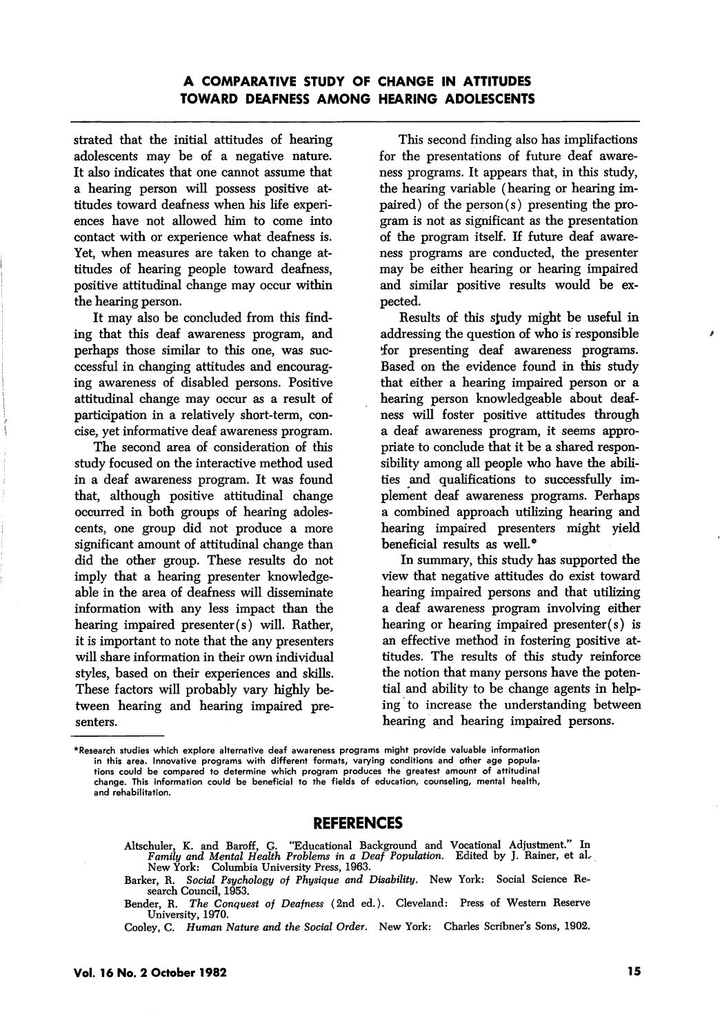strated that the initial attitudes of hearing adolescents may be of a negative nature. It also indicates that one cannot assume that a hearing person will possess positive attitudes toward deafness when his life experiences have not allowed him to come into contact with or experience what deafness is. Yet, when measures are taken to change attitudes of hearing people toward deafness, positive attitudinal change may occur within the hearing person.

It may also be concluded from this finding that this deaf awareness program, and perhaps those similar to this one, was successful in changing attitudes and encouraging awareness of disabled persons. Positive attitudinal change may occur as a result of participation in a relatively short-term, concise, yet informative deaf awareness program.

The second area of consideration of this study focused on the interactive method used in a deaf awareness program. It was found that, although positive attitudinal change occurred in both groups of hearing adolescents, one group did not produce a more significant amount of attitudinal change than did the other group. These results do not imply that a hearing presenter knowledgeable in the area of deafness will disseminate information with any less impact than the hearing impaired presenter(s) will. Rather, it is important to note that the any presenters will share information in their own individual styles, based on their experiences and skills. These factors will probably vary highly between hearing and hearing impaired presenters.

This second finding also has implifactions for the presentations of future deaf awareness programs. It appears that, in this study, the hearing variable (hearing or hearing impaired) of the person(s) presenting the program is not as significant as the presentation of the program itself. If future deaf awareness programs are conducted, the presenter may be either hearing or hearing impaired and similar positive results would be expected.

Results of this study might be useful in addressing the question of who is responsible for presenting deaf awareness programs. Based on the evidence found in this study that either a hearing impaired person or a hearing person knowledgeable about deafness will foster positive attitudes through a deaf awareness program, it seems appropriate to conclude that it be a shared responsibility among all people who have the abilities and qualifications to successfully implement deaf awareness programs. Perhaps a combined approach utilizing hearing and hearing impaired presenters might yield beneficial results as well.*

In summary, this study has supported the view that negative attitudes do exist toward hearing impaired persons and that utilizing a deaf awareness program involving either hearing or hearing impaired presenter(s) is an effective method in fostering positive attitudes. The results of this study reinforce the notion that many persons have the potential and ability to be change agents in helping to increase the understanding between hearing and hearing impaired persons.

---

*Research studies which explore alternative deaf awareness programs might provide valuable information in this area. Innovative programs with different formats, varying conditions and other age populations could be compared to determine which program produces the greatest amount of attitudinal change. This information could be beneficial to the fields of education, counseling, mental health, and rehabilitation.

## REFERENCES

Altschuler, K. and Baroff, G. "Educational Background and Vocational Adjustment." In *Family and Mental Health Problems in a Deaf Population.* Edited by J. Rainer, et al. New York: Columbia University Press, 1963.

Barker, R. *Social Psychology of Physique and Disability.* New York: Social Science Research Council, 1953.

Bender, R. *The Conquest of Deafness* (2nd ed.). Cleveland: Press of Western Reserve University, 1970.

Cooley, C. *Human Nature and the Social Order.* New York: Charles Scribner's Sons, 1902.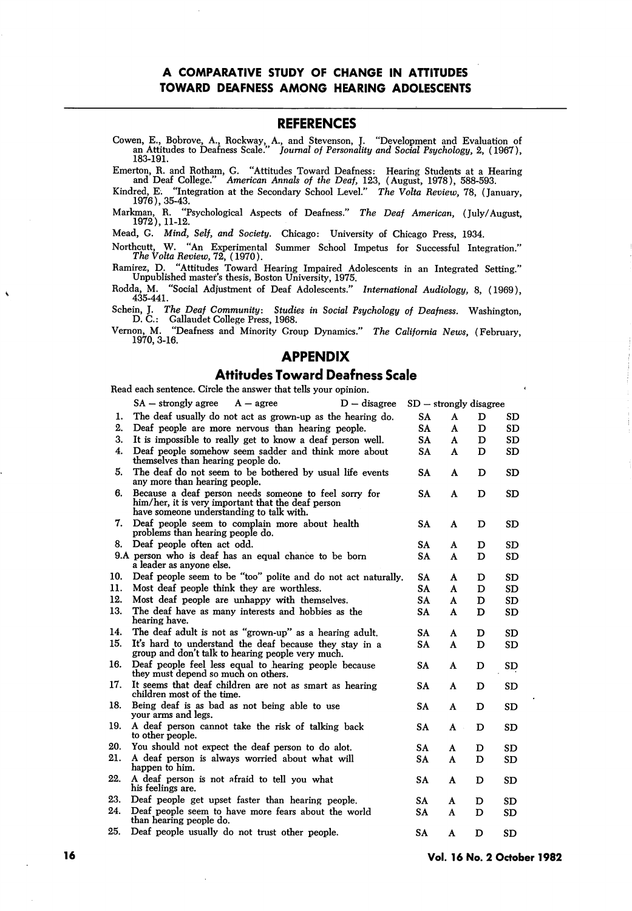## A COMPARATIVE STUDY OF CHANGE IN ATTITUDES TOWARD DEAFNESS AMONG HEARING ADOLESCENTS

## REFERENCES

Cowen, E., Bobrove, A., Rockway, A., and Stevenson, J. "Development and Evaluation of an Attitudes to Deafness Scale." *Journal of Personality and Social Psychology*, 2, (1967), 183-191.

Emerton, R. and Rotham, G. "Attitudes Toward Deafness: Hearing Students at a Hearing and Deaf College." *American Annals of the Deaf*, 123, (August, 1978), 588-593.

Kindred, E. "Integration at the Secondary School Level." *The Volta Review*, 78, (January, 1976), 35-43.

Markman, R. "Psychological Aspects of Deafness." *The Deaf American*, (July/August, 1972), 11-12.

Mead, G. *Mind, Self, and Society*. Chicago: University of Chicago Press, 1934.

Northcutt, W. "An Experimental Summer School Impetus for Successful Integration." *The Volta Review*, 72, (1970).

Ramirez, D. "Attitudes Toward Hearing Impaired Adolescents in an Integrated Setting." Unpublished master's thesis, Boston University, 1975.

Rodda, M. "Social Adjustment of Deaf Adolescents." *International Audiology*, 8, (1969), 435-441.

Schein, J. *The Deaf Community: Studies in Social Psychology of Deafness*. Washington, D. C.: Gallaudet College Press, 1968.

Vernon, M. "Deafness and Minority Group Dynamics." *The California News*, (February, 1970, 3-16.

## APPENDIX

### Attitudes Toward Deafness Scale

Read each sentence. Circle the answer that tells your opinion.

SA – strongly agree A – agree D – disagree SD – strongly disagree

| | | | | | |
|---|---|---|---|---|---|
| 1. | The deaf usually do not act as grown-up as the hearing do. | SA | A | D | SD |
| 2. | Deaf people are more nervous than hearing people. | SA | A | D | SD |
| 3. | It is impossible to really get to know a deaf person well. | SA | A | D | SD |
| 4. | Deaf people somehow seem sadder and think more about themselves than hearing people do. | SA | A | D | SD |
| 5. | The deaf do not seem to be bothered by usual life events any more than hearing people. | SA | A | D | SD |
| 6. | Because a deaf person needs someone to feel sorry for him/her, it is very important that the deaf person have someone understanding to talk with. | SA | A | D | SD |
| 7. | Deaf people seem to complain more about health problems than hearing people do. | SA | A | D | SD |
| 8. | Deaf people often act odd. | SA | A | D | SD |
| 9. | A person who is deaf has an equal chance to be born a leader as anyone else. | SA | A | D | SD |
| 10. | Deaf people seem to be "too" polite and do not act naturally. | SA | A | D | SD |
| 11. | Most deaf people think they are worthless. | SA | A | D | SD |
| 12. | Most deaf people are unhappy with themselves. | SA | A | D | SD |
| 13. | The deaf have as many interests and hobbies as the hearing have. | SA | A | D | SD |
| 14. | The deaf adult is not as "grown-up" as a hearing adult. | SA | A | D | SD |
| 15. | It's hard to understand the deaf because they stay in a group and don't talk to hearing people very much. | SA | A | D | SD |
| 16. | Deaf people feel less equal to hearing people because they must depend so much on others. | SA | A | D | SD |
| 17. | It seems that deaf children are not as smart as hearing children most of the time. | SA | A | D | SD |
| 18. | Being deaf is as bad as not being able to use your arms and legs. | SA | A | D | SD |
| 19. | A deaf person cannot take the risk of talking back to other people. | SA | A | D | SD |
| 20. | You should not expect the deaf person to do alot. | SA | A | D | SD |
| 21. | A deaf person is always worried about what will happen to him. | SA | A | D | SD |
| 22. | A deaf person is not afraid to tell you what his feelings are. | SA | A | D | SD |
| 23. | Deaf people get upset faster than hearing people. | SA | A | D | SD |
| 24. | Deaf people seem to have more fears about the world than hearing people do. | SA | A | D | SD |
| 25. | Deaf people usually do not trust other people. | SA | A | D | SD |